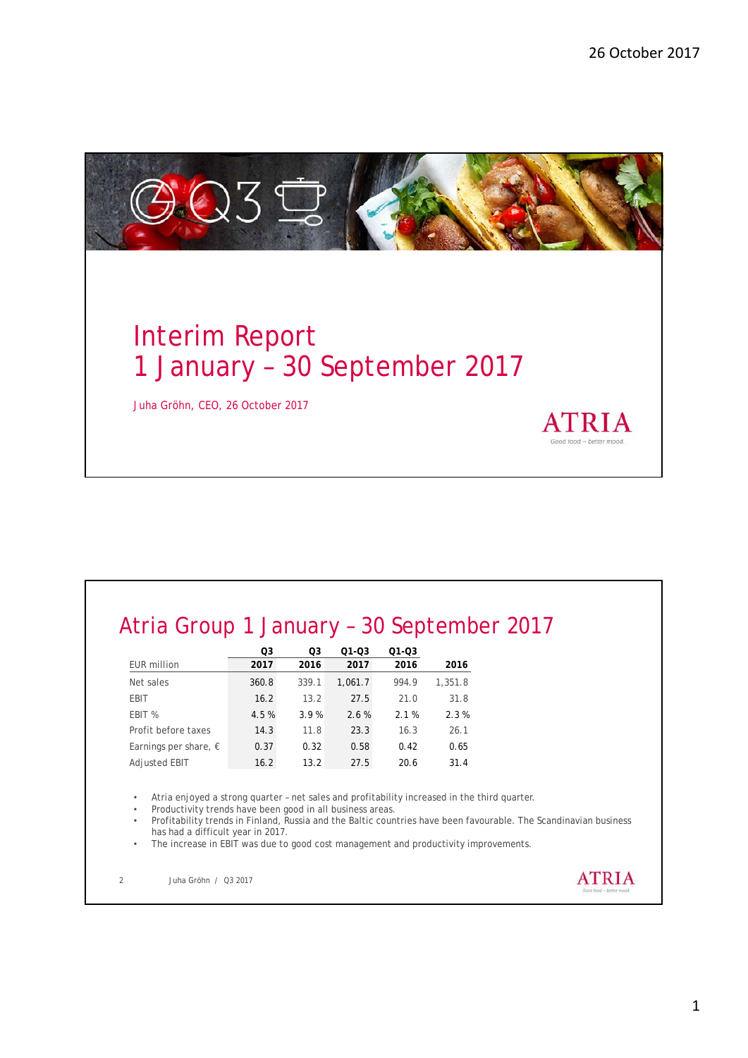# Interim Report 1 January – 30 September 2017

Juha Gröhn, CEO, 26 October 2017

ATRIA

Good food – better mood.

## Atria Group 1 January – 30 September 2017

| EUR million | Q3 2017 | Q3 2016 | Q1-Q3 2017 | Q1-Q3 2016 | 2016 |
|---|---|---|---|---|---|
| Net sales | 360.8 | 339.1 | 1,061.7 | 994.9 | 1,351.8 |
| EBIT | 16.2 | 13.2 | 27.5 | 21.0 | 31.8 |
| EBIT % | 4.5 % | 3.9 % | 2.6 % | 2.1 % | 2.3 % |
| Profit before taxes | 14.3 | 11.8 | 23.3 | 16.3 | 26.1 |
| Earnings per share, € | 0.37 | 0.32 | 0.58 | 0.42 | 0.65 |
| Adjusted EBIT | 16.2 | 13.2 | 27.5 | 20.6 | 31.4 |

- Atria enjoyed a strong quarter – net sales and profitability increased in the third quarter.
- Productivity trends have been good in all business areas.
- Profitability trends in Finland, Russia and the Baltic countries have been favourable. The Scandinavian business has had a difficult year in 2017.
- The increase in EBIT was due to good cost management and productivity improvements.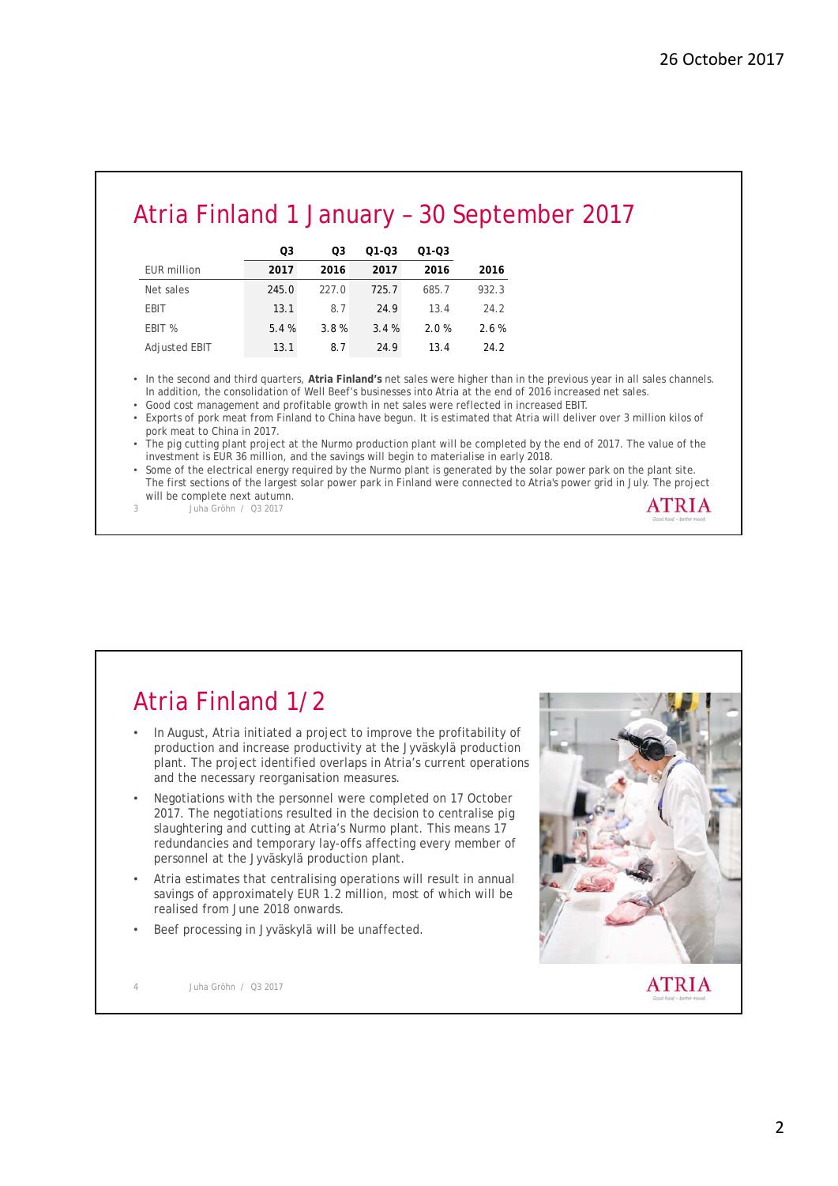## Atria Finland 1 January – 30 September 2017

| EUR million | Q3 2017 | Q3 2016 | Q1-Q3 2017 | Q1-Q3 2016 | 2016 |
|---|---|---|---|---|---|
| Net sales | 245.0 | 227.0 | 725.7 | 685.7 | 932.3 |
| EBIT | 13.1 | 8.7 | 24.9 | 13.4 | 24.2 |
| EBIT % | 5.4 % | 3.8 % | 3.4 % | 2.0 % | 2.6 % |
| Adjusted EBIT | 13.1 | 8.7 | 24.9 | 13.4 | 24.2 |

- In the second and third quarters, **Atria Finland's** net sales were higher than in the previous year in all sales channels. In addition, the consolidation of Well Beef's businesses into Atria at the end of 2016 increased net sales.
- Good cost management and profitable growth in net sales were reflected in increased EBIT.
- Exports of pork meat from Finland to China have begun. It is estimated that Atria will deliver over 3 million kilos of pork meat to China in 2017.
- The pig cutting plant project at the Nurmo production plant will be completed by the end of 2017. The value of the investment is EUR 36 million, and the savings will begin to materialise in early 2018.
- Some of the electrical energy required by the Nurmo plant is generated by the solar power park on the plant site. The first sections of the largest solar power park in Finland were connected to Atria's power grid in July. The project will be complete next autumn.

## Atria Finland 1/2

- In August, Atria initiated a project to improve the profitability of production and increase productivity at the Jyväskylä production plant. The project identified overlaps in Atria's current operations and the necessary reorganisation measures.
- Negotiations with the personnel were completed on 17 October 2017. The negotiations resulted in the decision to centralise pig slaughtering and cutting at Atria's Nurmo plant. This means 17 redundancies and temporary lay-offs affecting every member of personnel at the Jyväskylä production plant.
- Atria estimates that centralising operations will result in annual savings of approximately EUR 1.2 million, most of which will be realised from June 2018 onwards.
- Beef processing in Jyväskylä will be unaffected.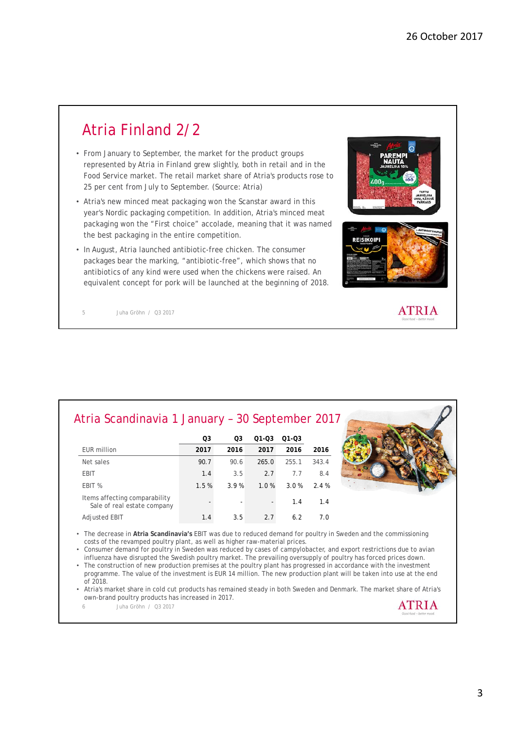## Atria Finland 2/2

- From January to September, the market for the product groups represented by Atria in Finland grew slightly, both in retail and in the Food Service market. The retail market share of Atria's products rose to 25 per cent from July to September. (Source: Atria)
- Atria's new minced meat packaging won the Scanstar award in this year's Nordic packaging competition. In addition, Atria's minced meat packaging won the "First choice" accolade, meaning that it was named the best packaging in the entire competition.
- In August, Atria launched antibiotic-free chicken. The consumer packages bear the marking, "antibiotic-free", which shows that no antibiotics of any kind were used when the chickens were raised. An equivalent concept for pork will be launched at the beginning of 2018.

## Atria Scandinavia 1 January – 30 September 2017

| EUR million | Q3 2017 | Q3 2016 | Q1-Q3 2017 | Q1-Q3 2016 | 2016 |
|---|---|---|---|---|---|
| Net sales | 90.7 | 90.6 | 265.0 | 255.1 | 343.4 |
| EBIT | 1.4 | 3.5 | 2.7 | 7.7 | 8.4 |
| EBIT % | 1.5 % | 3.9 % | 1.0 % | 3.0 % | 2.4 % |
| Items affecting comparability<br>Sale of real estate company | - | - | - | 1.4 | 1.4 |
| Adjusted EBIT | 1.4 | 3.5 | 2.7 | 6.2 | 7.0 |

- The decrease in **Atria Scandinavia's** EBIT was due to reduced demand for poultry in Sweden and the commissioning costs of the revamped poultry plant, as well as higher raw-material prices.
- Consumer demand for poultry in Sweden was reduced by cases of campylobacter, and export restrictions due to avian influenza have disrupted the Swedish poultry market. The prevailing oversupply of poultry has forced prices down.
- The construction of new production premises at the poultry plant has progressed in accordance with the investment programme. The value of the investment is EUR 14 million. The new production plant will be taken into use at the end of 2018.
- Atria's market share in cold cut products has remained steady in both Sweden and Denmark. The market share of Atria's own-brand poultry products has increased in 2017.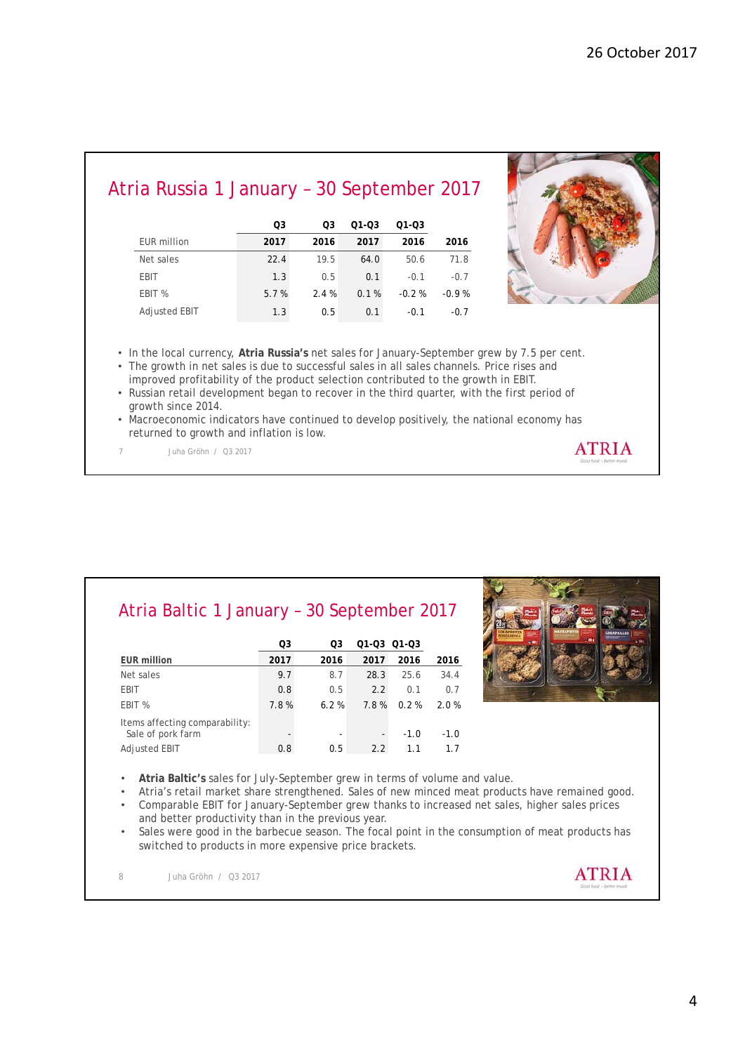26 October 2017

## Atria Russia 1 January – 30 September 2017

| EUR million | Q3 2017 | Q3 2016 | Q1-Q3 2017 | Q1-Q3 2016 | 2016 |
|---|---|---|---|---|---|
| Net sales | 22.4 | 19.5 | 64.0 | 50.6 | 71.8 |
| EBIT | 1.3 | 0.5 | 0.1 | -0.1 | -0.7 |
| EBIT % | 5.7 % | 2.4 % | 0.1 % | -0.2 % | -0.9 % |
| Adjusted EBIT | 1.3 | 0.5 | 0.1 | -0.1 | -0.7 |

- In the local currency, **Atria Russia's** net sales for January-September grew by 7.5 per cent.
- The growth in net sales is due to successful sales in all sales channels. Price rises and improved profitability of the product selection contributed to the growth in EBIT.
- Russian retail development began to recover in the third quarter, with the first period of growth since 2014.
- Macroeconomic indicators have continued to develop positively, the national economy has returned to growth and inflation is low.

7 Juha Gröhn / Q3 2017

## Atria Baltic 1 January – 30 September 2017

| EUR million | Q3 2017 | Q3 2016 | Q1-Q3 2017 | Q1-Q3 2016 | 2016 |
|---|---|---|---|---|---|
| Net sales | 9.7 | 8.7 | 28.3 | 25.6 | 34.4 |
| EBIT | 0.8 | 0.5 | 2.2 | 0.1 | 0.7 |
| EBIT % | 7.8 % | 6.2 % | 7.8 % | 0.2 % | 2.0 % |
| Items affecting comparability: Sale of pork farm | - | - | - | -1.0 | -1.0 |
| Adjusted EBIT | 0.8 | 0.5 | 2.2 | 1.1 | 1.7 |

- **Atria Baltic's** sales for July-September grew in terms of volume and value.
- Atria's retail market share strengthened. Sales of new minced meat products have remained good.
- Comparable EBIT for January-September grew thanks to increased net sales, higher sales prices and better productivity than in the previous year.
- Sales were good in the barbecue season. The focal point in the consumption of meat products has switched to products in more expensive price brackets.

8 Juha Gröhn / Q3 2017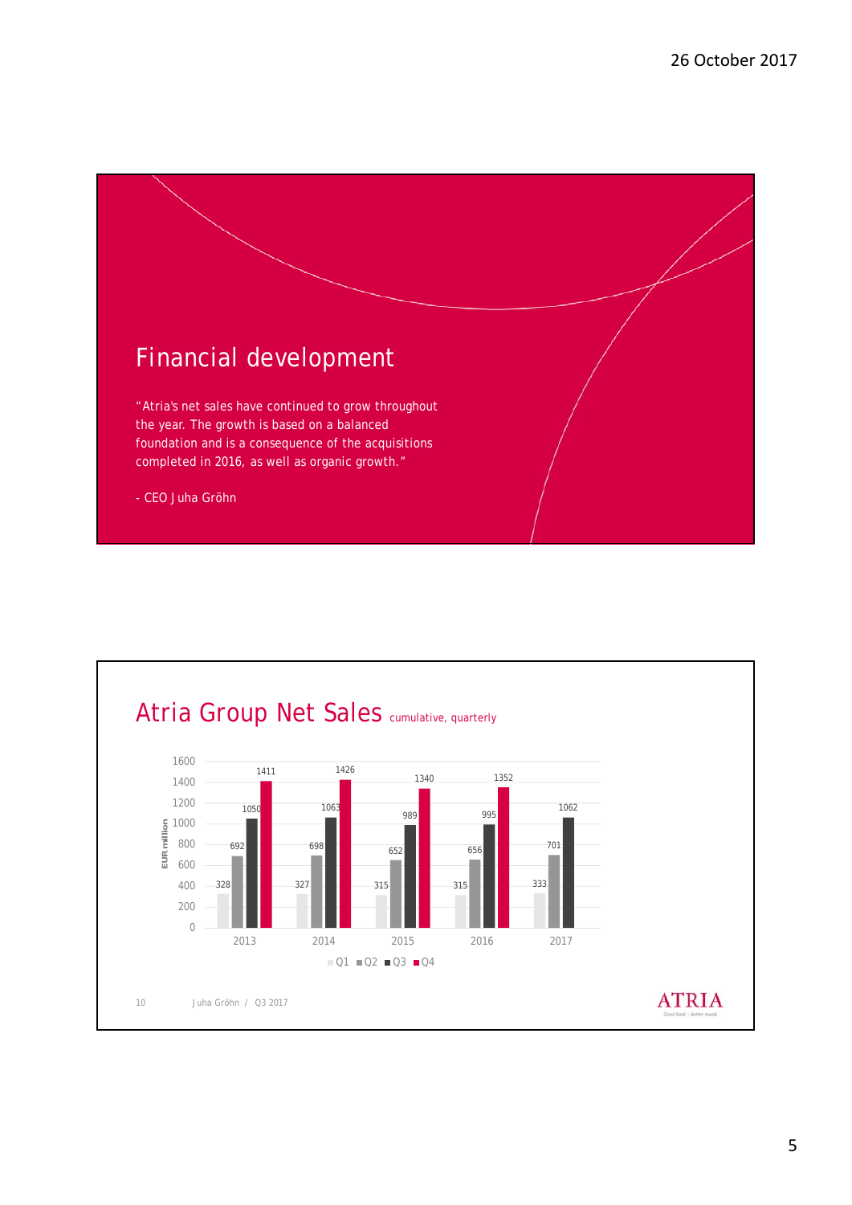## Financial development

"Atria's net sales have continued to grow throughout the year. The growth is based on a balanced foundation and is a consequence of the acquisitions completed in 2016, as well as organic growth."

- CEO Juha Gröhn

## Atria Group Net Sales cumulative, quarterly

EUR million

| | Q1 | Q2 | Q3 | Q4 |
|---|---|---|---|---|
| 2013 | 328 | 692 | 1050 | 1411 |
| 2014 | 327 | 698 | 1063 | 1426 |
| 2015 | 315 | 652 | 989 | 1340 |
| 2016 | 315 | 656 | 995 | 1352 |
| 2017 | 333 | 701 | 1062 | |

10 Juha Gröhn / Q3 2017

ATRIA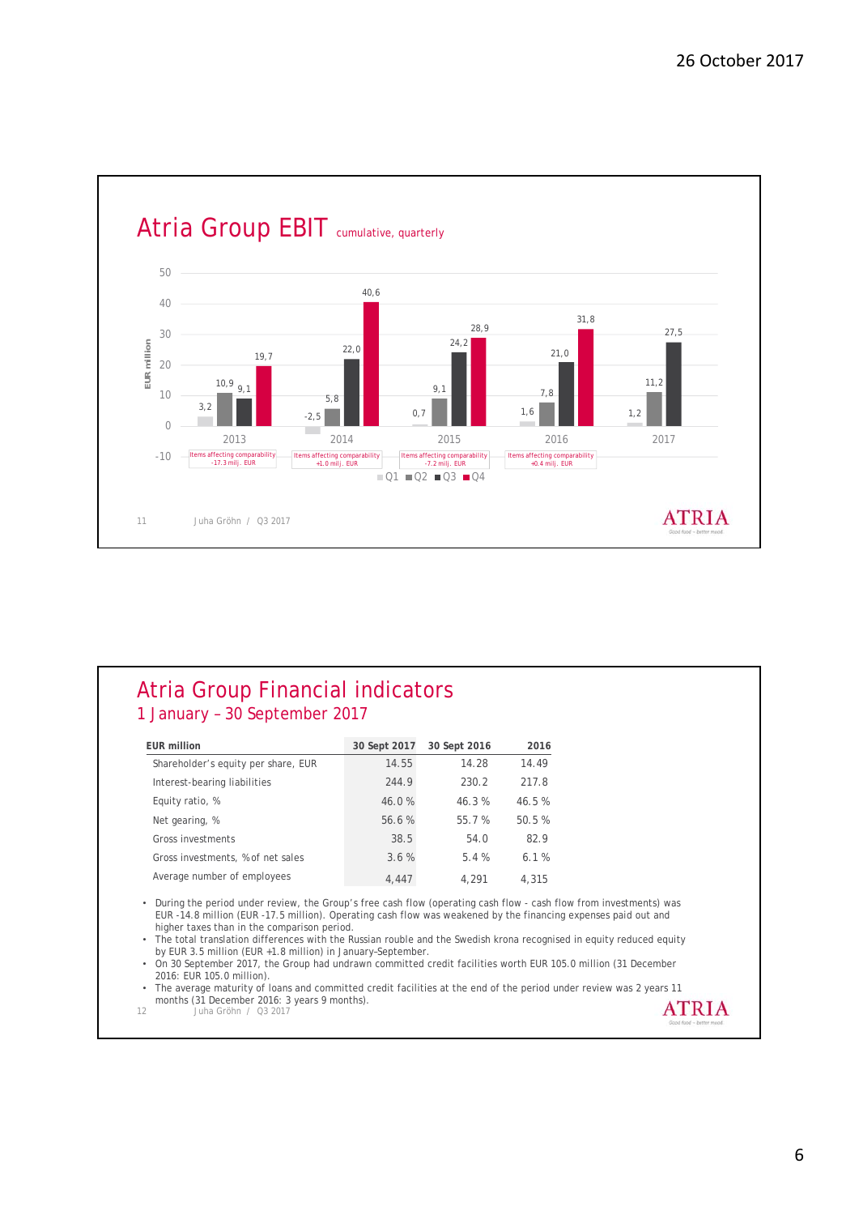26 October 2017

## Atria Group EBIT cumulative, quarterly

| EUR million | Q1 | Q2 | Q3 | Q4 |
|---|---|---|---|---|
| 2013 | 3,2 | 10,9 | 9,1 | 19,7 |
| 2014 | -2,5 | 5,8 | 22,0 | 40,6 |
| 2015 | 0,7 | 9,1 | 24,2 | 28,9 |
| 2016 | 1,6 | 7,8 | 21,0 | 31,8 |
| 2017 | 1,2 | 11,2 | 27,5 | |

Items affecting comparability:
- 2013: -17.3 milj. EUR
- 2014: +1.0 milj. EUR
- 2015: -7.2 milj. EUR
- 2016: +0.4 milj. EUR

Juha Gröhn / Q3 2017

## Atria Group Financial indicators

### 1 January – 30 September 2017

| EUR million | 30 Sept 2017 | 30 Sept 2016 | 2016 |
|---|---|---|---|
| Shareholder's equity per share, EUR | 14.55 | 14.28 | 14.49 |
| Interest-bearing liabilities | 244.9 | 230.2 | 217.8 |
| Equity ratio, % | 46.0 % | 46.3 % | 46.5 % |
| Net gearing, % | 56.6 % | 55.7 % | 50.5 % |
| Gross investments | 38.5 | 54.0 | 82.9 |
| Gross investments, % of net sales | 3.6 % | 5.4 % | 6.1 % |
| Average number of employees | 4,447 | 4,291 | 4,315 |

- During the period under review, the Group's free cash flow (operating cash flow - cash flow from investments) was EUR -14.8 million (EUR -17.5 million). Operating cash flow was weakened by the financing expenses paid out and higher taxes than in the comparison period.
- The total translation differences with the Russian rouble and the Swedish krona recognised in equity reduced equity by EUR 3.5 million (EUR +1.8 million) in January–September.
- On 30 September 2017, the Group had undrawn committed credit facilities worth EUR 105.0 million (31 December 2016: EUR 105.0 million).
- The average maturity of loans and committed credit facilities at the end of the period under review was 2 years 11 months (31 December 2016: 3 years 9 months).

Juha Gröhn / Q3 2017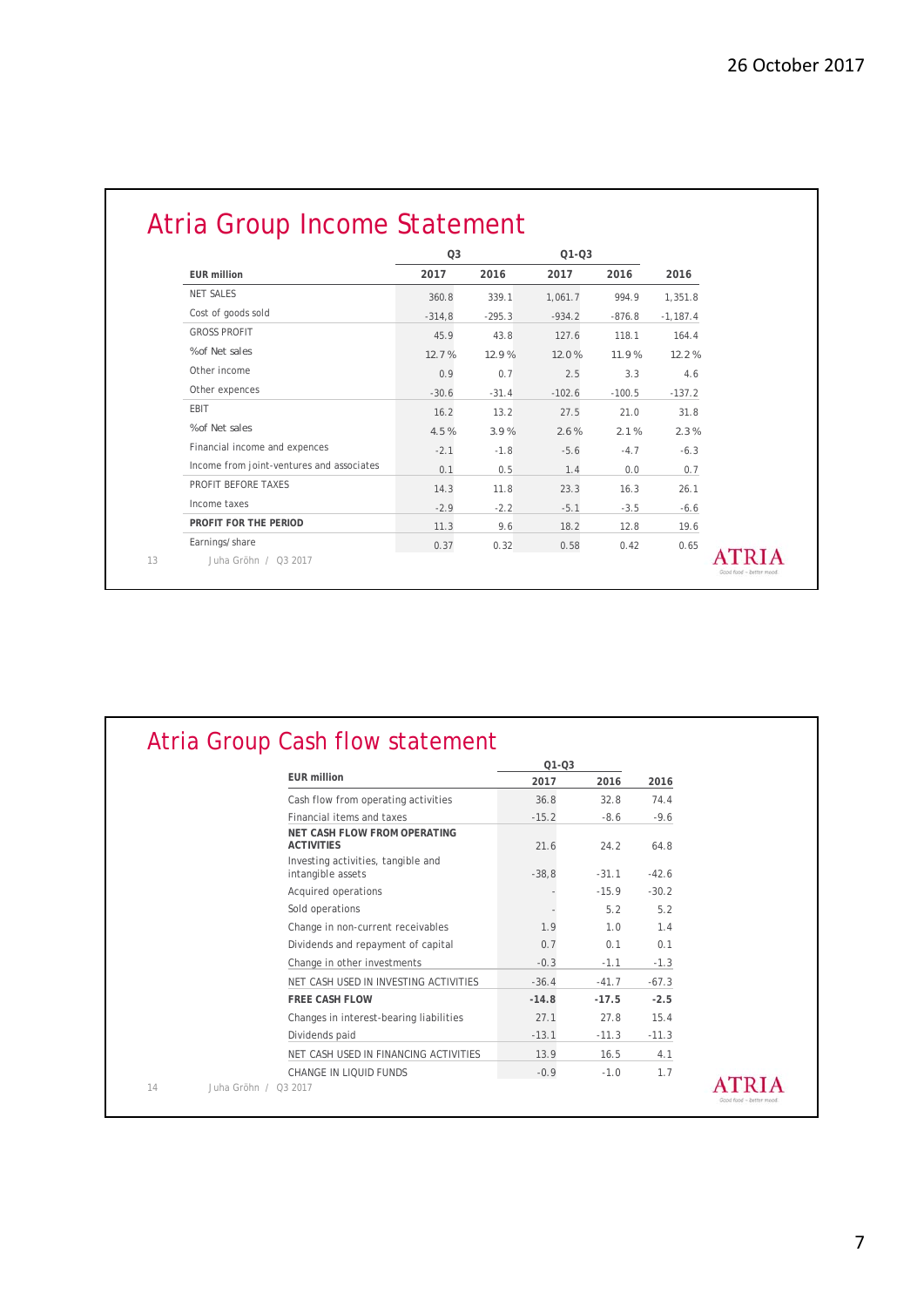## Atria Group Income Statement

| EUR million | Q3 2017 | Q3 2016 | Q1-Q3 2017 | Q1-Q3 2016 | 2016 |
|---|---|---|---|---|---|
| NET SALES | 360.8 | 339.1 | 1,061.7 | 994.9 | 1,351.8 |
| Cost of goods sold | -314,8 | -295.3 | -934.2 | -876.8 | -1,187.4 |
| GROSS PROFIT | 45.9 | 43.8 | 127.6 | 118.1 | 164.4 |
| %of Net sales | 12.7 % | 12.9 % | 12.0 % | 11.9 % | 12.2 % |
| Other income | 0.9 | 0.7 | 2.5 | 3.3 | 4.6 |
| Other expences | -30.6 | -31.4 | -102.6 | -100.5 | -137.2 |
| EBIT | 16.2 | 13.2 | 27.5 | 21.0 | 31.8 |
| %of Net sales | 4.5 % | 3.9 % | 2.6 % | 2.1 % | 2.3 % |
| Financial income and expences | -2.1 | -1.8 | -5.6 | -4.7 | -6.3 |
| Income from joint-ventures and associates | 0.1 | 0.5 | 1.4 | 0.0 | 0.7 |
| PROFIT BEFORE TAXES | 14.3 | 11.8 | 23.3 | 16.3 | 26.1 |
| Income taxes | -2.9 | -2.2 | -5.1 | -3.5 | -6.6 |
| **PROFIT FOR THE PERIOD** | 11.3 | 9.6 | 18.2 | 12.8 | 19.6 |
| Earnings/share | 0.37 | 0.32 | 0.58 | 0.42 | 0.65 |

Juha Gröhn / Q3 2017

## Atria Group Cash flow statement

| EUR million | Q1-Q3 2017 | Q1-Q3 2016 | 2016 |
|---|---|---|---|
| Cash flow from operating activities | 36.8 | 32.8 | 74.4 |
| Financial items and taxes | -15.2 | -8.6 | -9.6 |
| **NET CASH FLOW FROM OPERATING ACTIVITIES** | 21.6 | 24.2 | 64.8 |
| Investing activities, tangible and intangible assets | -38,8 | -31.1 | -42.6 |
| Acquired operations | - | -15.9 | -30.2 |
| Sold operations | - | 5.2 | 5.2 |
| Change in non-current receivables | 1.9 | 1.0 | 1.4 |
| Dividends and repayment of capital | 0.7 | 0.1 | 0.1 |
| Change in other investments | -0.3 | -1.1 | -1.3 |
| NET CASH USED IN INVESTING ACTIVITIES | -36.4 | -41.7 | -67.3 |
| **FREE CASH FLOW** | **-14.8** | **-17.5** | **-2.5** |
| Changes in interest-bearing liabilities | 27.1 | 27.8 | 15.4 |
| Dividends paid | -13.1 | -11.3 | -11.3 |
| NET CASH USED IN FINANCING ACTIVITIES | 13.9 | 16.5 | 4.1 |
| CHANGE IN LIQUID FUNDS | -0.9 | -1.0 | 1.7 |

Juha Gröhn / Q3 2017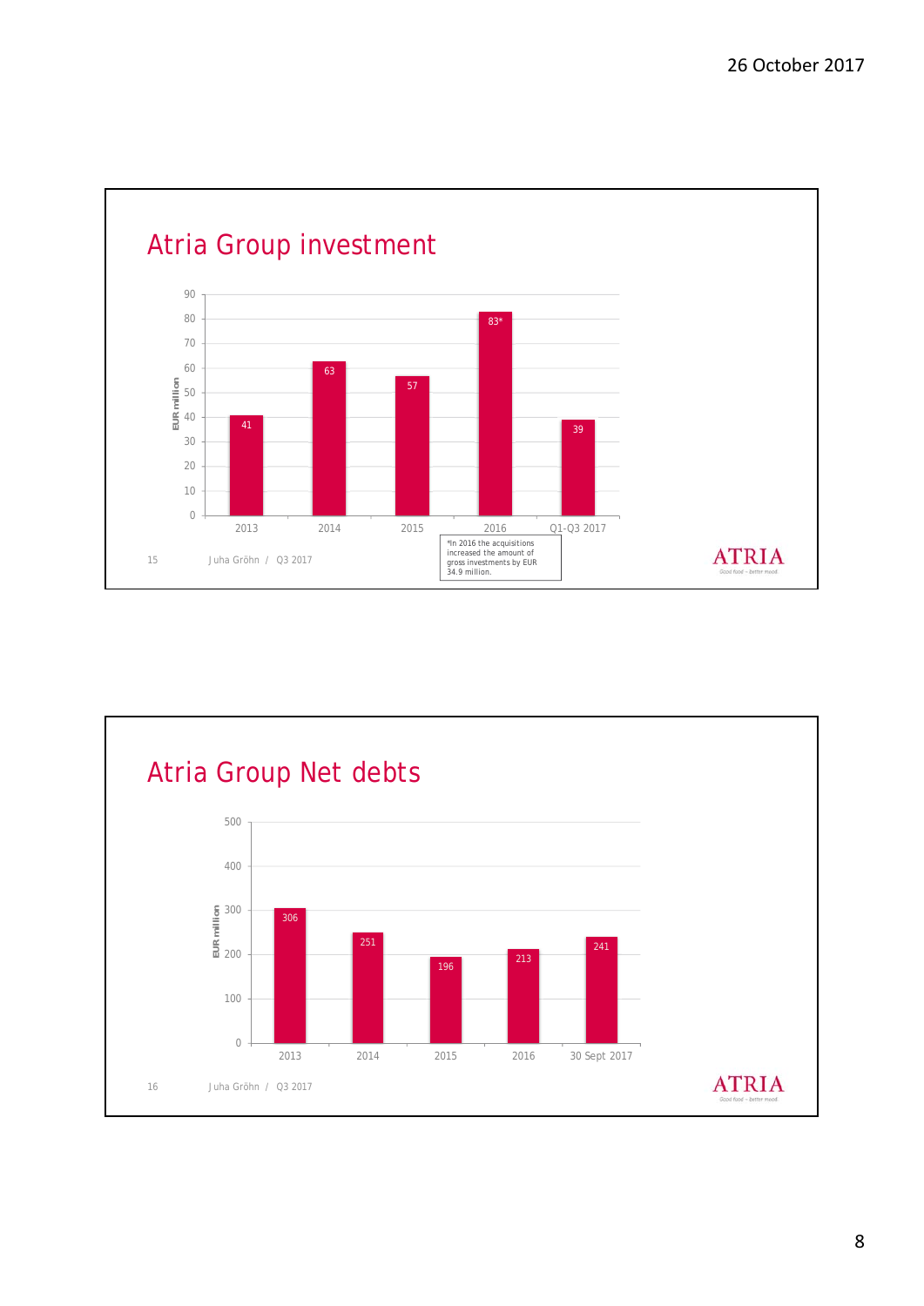## Atria Group investment

| Year | EUR million |
|---|---|
| 2013 | 41 |
| 2014 | 63 |
| 2015 | 57 |
| 2016 | 83* |
| Q1-Q3 2017 | 39 |

*In 2016 the acquisitions increased the amount of gross investments by EUR 34.9 million.

Juha Gröhn / Q3 2017

## Atria Group Net debts

| Year | EUR million |
|---|---|
| 2013 | 306 |
| 2014 | 251 |
| 2015 | 196 |
| 2016 | 213 |
| 30 Sept 2017 | 241 |

Juha Gröhn / Q3 2017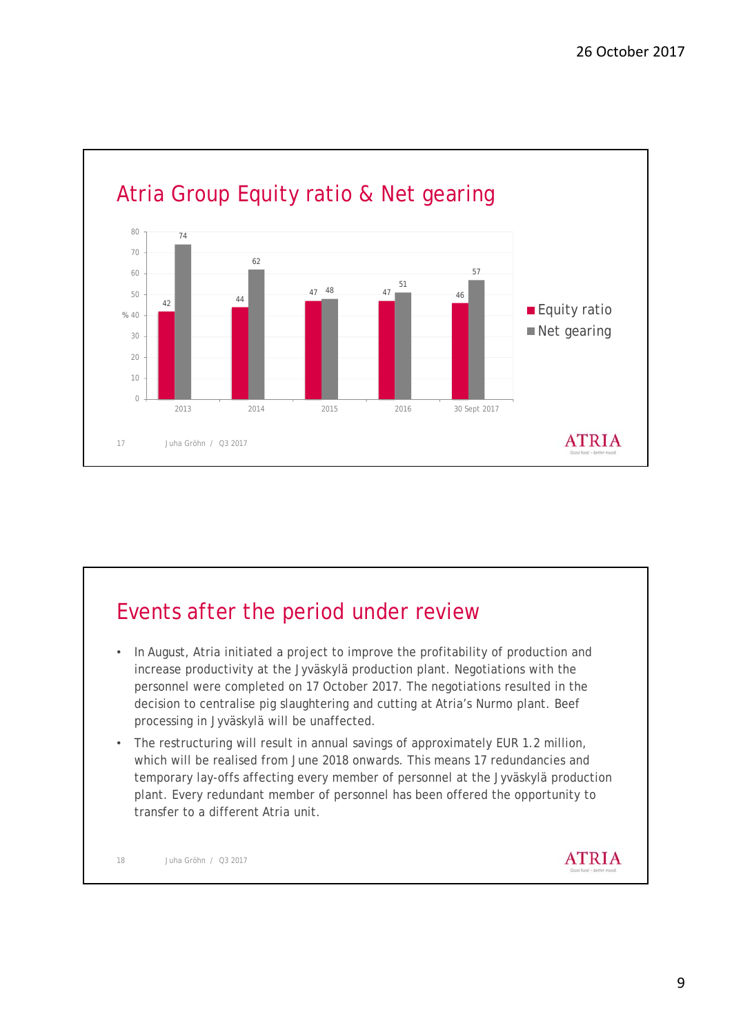# Atria Group Equity ratio & Net gearing

| % | Equity ratio | Net gearing |
|---|---|---|
| 2013 | 42 | 74 |
| 2014 | 44 | 62 |
| 2015 | 47 | 48 |
| 2016 | 47 | 51 |
| 30 Sept 2017 | 46 | 57 |

# Events after the period under review

- In August, Atria initiated a project to improve the profitability of production and increase productivity at the Jyväskylä production plant. Negotiations with the personnel were completed on 17 October 2017. The negotiations resulted in the decision to centralise pig slaughtering and cutting at Atria's Nurmo plant. Beef processing in Jyväskylä will be unaffected.
- The restructuring will result in annual savings of approximately EUR 1.2 million, which will be realised from June 2018 onwards. This means 17 redundancies and temporary lay-offs affecting every member of personnel at the Jyväskylä production plant. Every redundant member of personnel has been offered the opportunity to transfer to a different Atria unit.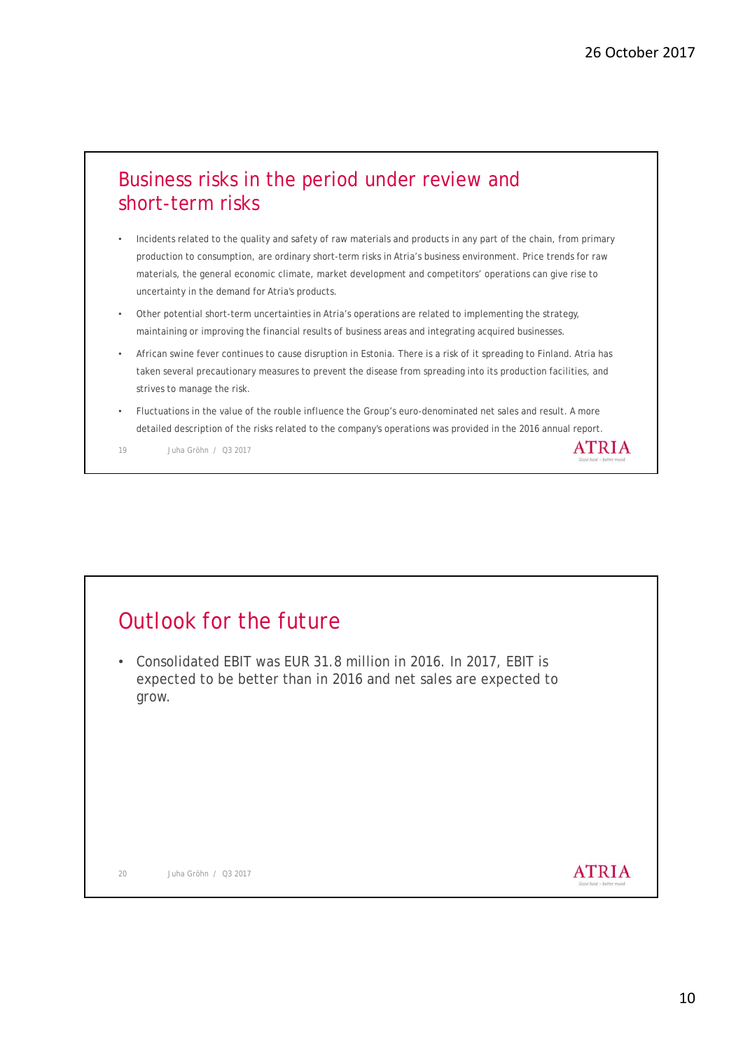## Business risks in the period under review and short-term risks

- Incidents related to the quality and safety of raw materials and products in any part of the chain, from primary production to consumption, are ordinary short-term risks in Atria's business environment. Price trends for raw materials, the general economic climate, market development and competitors' operations can give rise to uncertainty in the demand for Atria's products.
- Other potential short-term uncertainties in Atria's operations are related to implementing the strategy, maintaining or improving the financial results of business areas and integrating acquired businesses.
- African swine fever continues to cause disruption in Estonia. There is a risk of it spreading to Finland. Atria has taken several precautionary measures to prevent the disease from spreading into its production facilities, and strives to manage the risk.
- Fluctuations in the value of the rouble influence the Group's euro-denominated net sales and result. A more detailed description of the risks related to the company's operations was provided in the 2016 annual report.

## Outlook for the future

- Consolidated EBIT was EUR 31.8 million in 2016. In 2017, EBIT is expected to be better than in 2016 and net sales are expected to grow.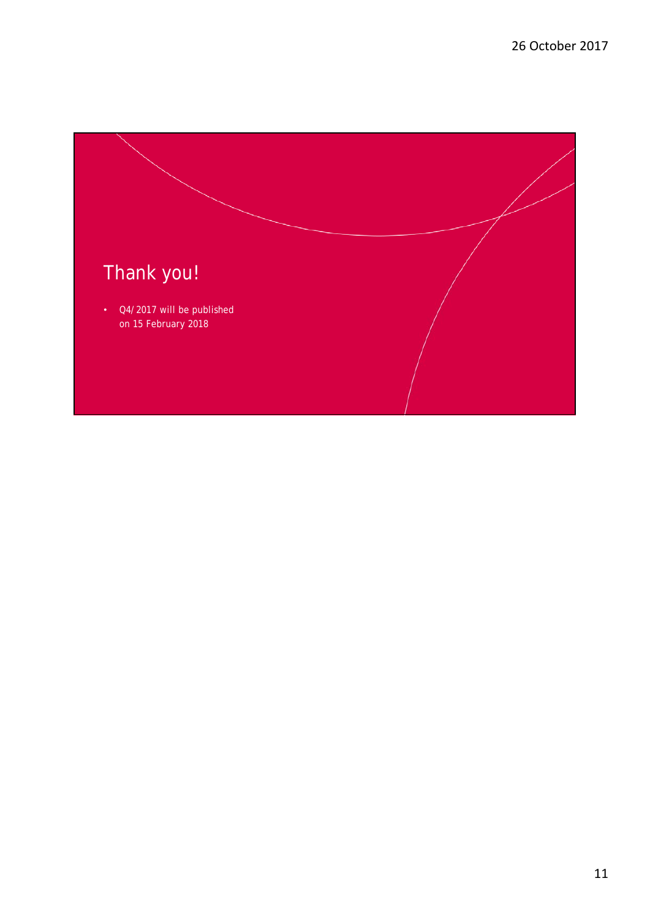# Thank you!

- Q4/2017 will be published on 15 February 2018